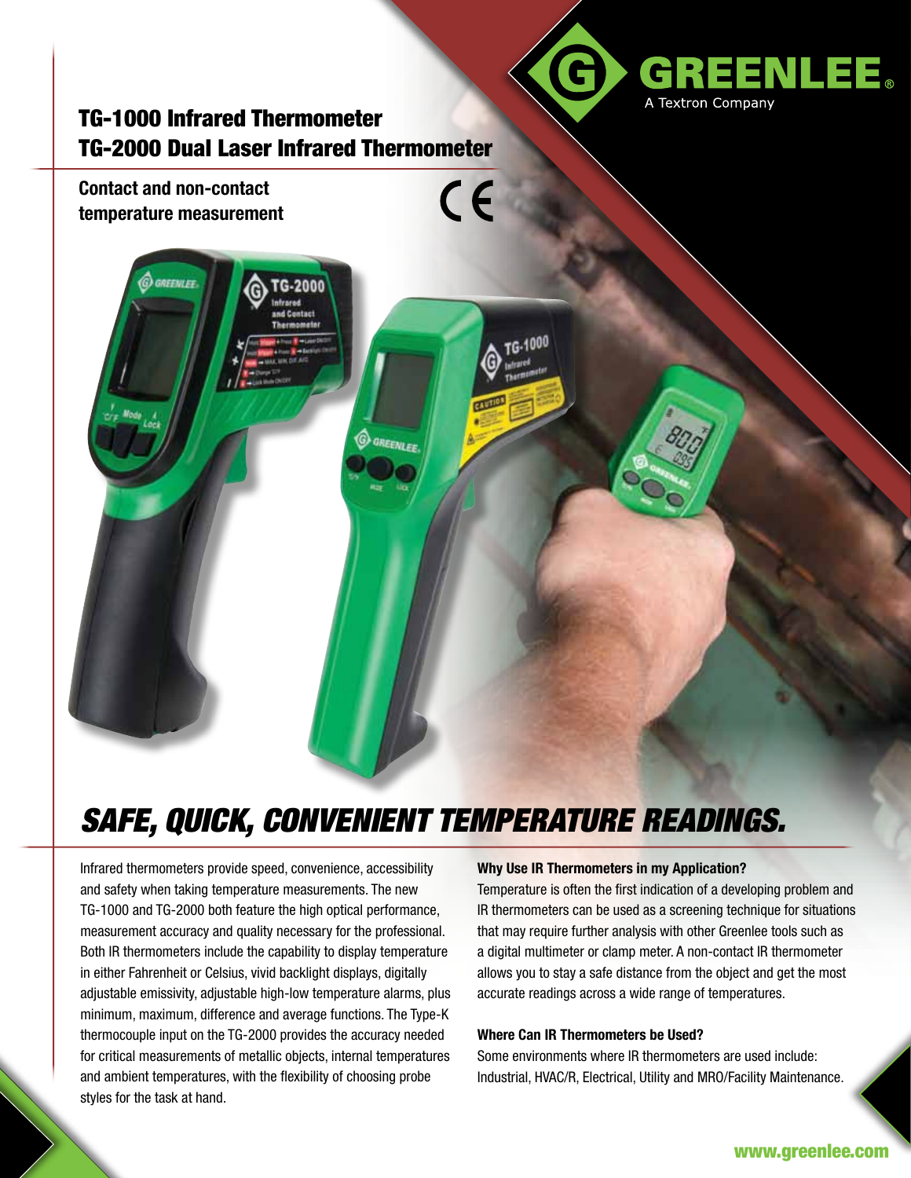GREENLEE®
A Textron Company

# TG-1000 Infrared Thermometer
# TG-2000 Dual Laser Infrared Thermometer

**Contact and non-contact temperature measurement**

CE

## *SAFE, QUICK, CONVENIENT TEMPERATURE READINGS.*

Infrared thermometers provide speed, convenience, accessibility and safety when taking temperature measurements. The new TG-1000 and TG-2000 both feature the high optical performance, measurement accuracy and quality necessary for the professional. Both IR thermometers include the capability to display temperature in either Fahrenheit or Celsius, vivid backlight displays, digitally adjustable emissivity, adjustable high-low temperature alarms, plus minimum, maximum, difference and average functions. The Type-K thermocouple input on the TG-2000 provides the accuracy needed for critical measurements of metallic objects, internal temperatures and ambient temperatures, with the flexibility of choosing probe styles for the task at hand.

**Why Use IR Thermometers in my Application?**

Temperature is often the first indication of a developing problem and IR thermometers can be used as a screening technique for situations that may require further analysis with other Greenlee tools such as a digital multimeter or clamp meter. A non-contact IR thermometer allows you to stay a safe distance from the object and get the most accurate readings across a wide range of temperatures.

**Where Can IR Thermometers be Used?**

Some environments where IR thermometers are used include: Industrial, HVAC/R, Electrical, Utility and MRO/Facility Maintenance.

www.greenlee.com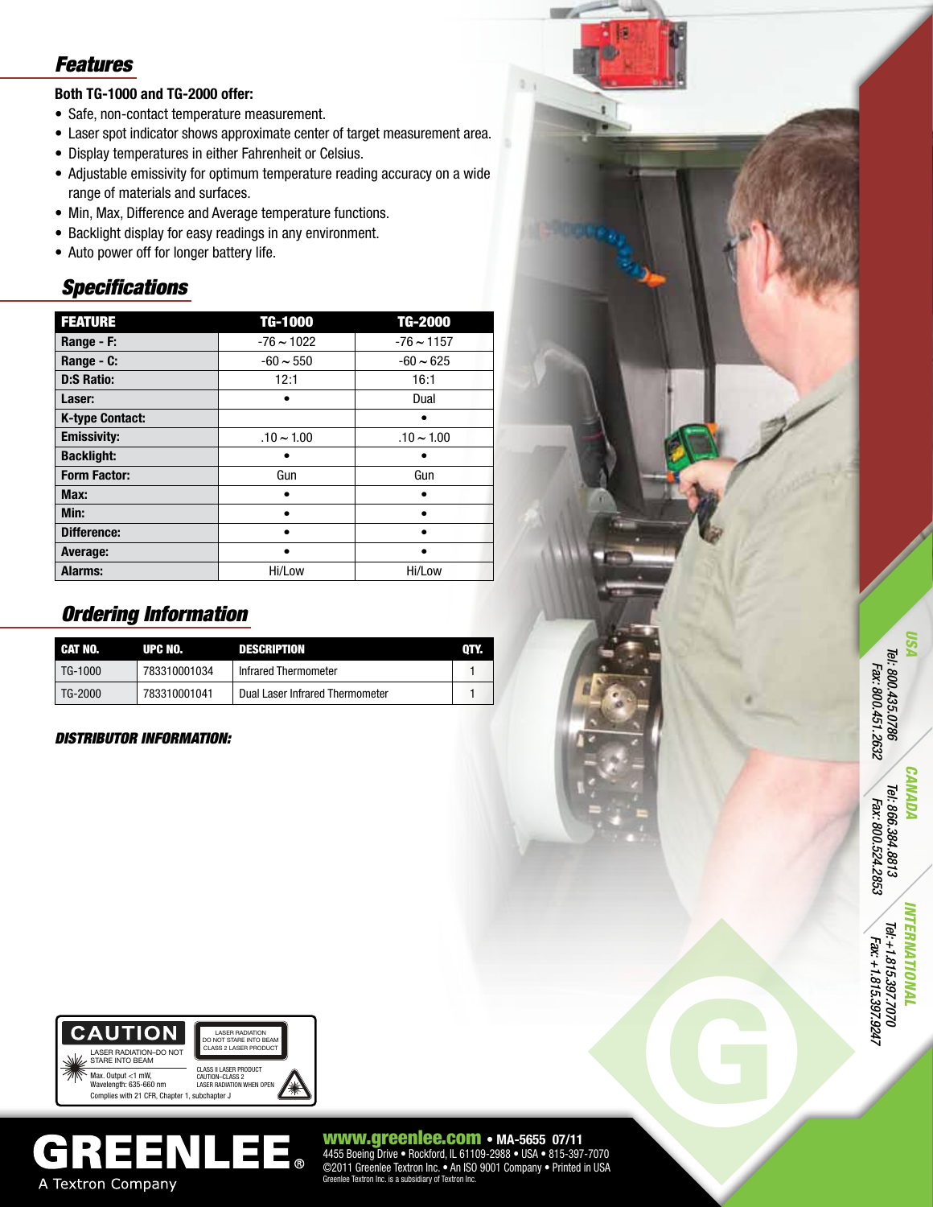## Features

**Both TG-1000 and TG-2000 offer:**

- Safe, non-contact temperature measurement.
- Laser spot indicator shows approximate center of target measurement area.
- Display temperatures in either Fahrenheit or Celsius.
- Adjustable emissivity for optimum temperature reading accuracy on a wide range of materials and surfaces.
- Min, Max, Difference and Average temperature functions.
- Backlight display for easy readings in any environment.
- Auto power off for longer battery life.

## Specifications

| FEATURE | TG-1000 | TG-2000 |
|---|---|---|
| Range - F: | -76 ~ 1022 | -76 ~ 1157 |
| Range - C: | -60 ~ 550 | -60 ~ 625 |
| D:S Ratio: | 12:1 | 16:1 |
| Laser: | • | Dual |
| K-type Contact: | | • |
| Emissivity: | .10 ~ 1.00 | .10 ~ 1.00 |
| Backlight: | • | • |
| Form Factor: | Gun | Gun |
| Max: | • | • |
| Min: | • | • |
| Difference: | • | • |
| Average: | • | • |
| Alarms: | Hi/Low | Hi/Low |

## Ordering Information

| CAT NO. | UPC NO. | DESCRIPTION | QTY. |
|---|---|---|---|
| TG-1000 | 783310001034 | Infrared Thermometer | 1 |
| TG-2000 | 783310001041 | Dual Laser Infrared Thermometer | 1 |

***DISTRIBUTOR INFORMATION:***

CAUTION

LASER RADIATION–DO NOT STARE INTO BEAM

Max. Output <1 mW, Wavelength: 635-660 nm

LASER RADIATION DO NOT STARE INTO BEAM CLASS 2 LASER PRODUCT

CLASS II LASER PRODUCT CAUTION–CLASS 2 LASER RADIATION WHEN OPEN

Complies with 21 CFR, Chapter 1, subchapter J

**USA**
Tel: 800.435.0786
Fax: 800.451.2632

**CANADA**
Tel: 866.384.8813
Fax: 800.524.2853

**INTERNATIONAL**
Tel: +1.815.397.7070
Fax: +1.815.397.9247

GREENLEE® A Textron Company

**www.greenlee.com** • MA-5655 07/11
4455 Boeing Drive • Rockford, IL 61109-2988 • USA • 815-397-7070
©2011 Greenlee Textron Inc. • An ISO 9001 Company • Printed in USA
Greenlee Textron Inc. is a subsidiary of Textron Inc.